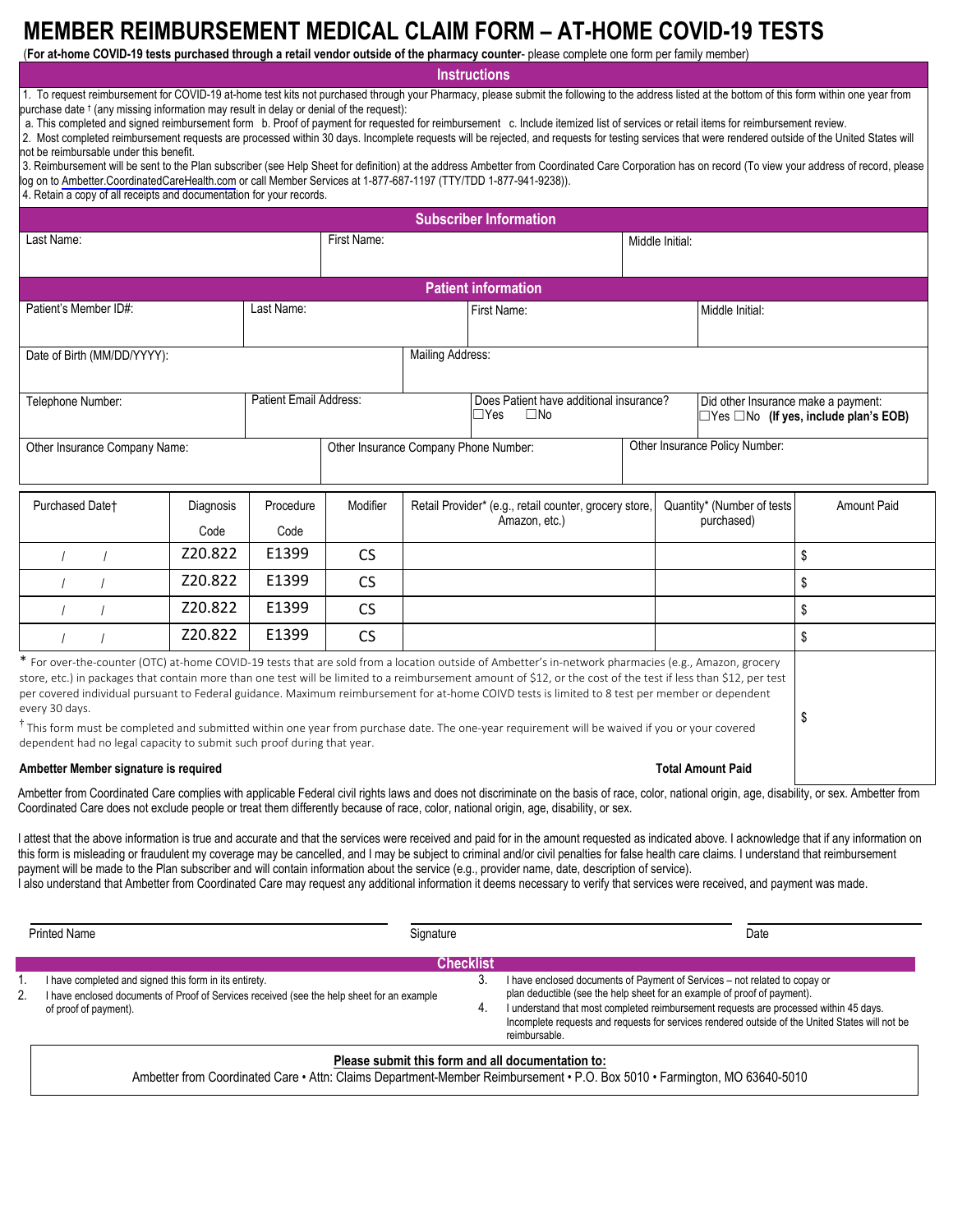# MEMBER REIMBURSEMENT MEDICAL CLAIM FORM – AT-HOME COVID-19 TESTS

(**For at-home COVID-19 tests purchased through a retail vendor outside of the pharmacy counter**- please complete one form per family member)

## Instructions

1. To request reimbursement for COVID-19 at-home test kits not purchased through your Pharmacy, please submit the following to the address listed at the bottom of this form within one year from purchase date † (any missing information may result in delay or denial of the request):
   a. This completed and signed reimbursement form b. Proof of payment for requested for reimbursement c. Include itemized list of services or retail items for reimbursement review.
2. Most completed reimbursement requests are processed within 30 days. Incomplete requests will be rejected, and requests for testing services that were rendered outside of the United States will not be reimbursable under this benefit.
3. Reimbursement will be sent to the Plan subscriber (see Help Sheet for definition) at the address Ambetter from Coordinated Care Corporation has on record (To view your address of record, please log on to Ambetter.CoordinatedCareHealth.com or call Member Services at 1-877-687-1197 (TTY/TDD 1-877-941-9238)).
4. Retain a copy of all receipts and documentation for your records.

## Subscriber Information

| Last Name: | First Name: | Middle Initial: |
|---|---|---|
| | | |

## Patient information

| Patient's Member ID#: | Last Name: | First Name: | Middle Initial: |
|---|---|---|---|
| | | | |

| Date of Birth (MM/DD/YYYY): | Mailing Address: |
|---|---|
| | |

| Telephone Number: | Patient Email Address: | Does Patient have additional insurance? ☐Yes ☐No | Did other Insurance make a payment: ☐Yes ☐No **(If yes, include plan's EOB)** |
|---|---|---|---|

| Other Insurance Company Name: | Other Insurance Company Phone Number: | Other Insurance Policy Number: |
|---|---|---|
| | | |

| Purchased Date† | Diagnosis Code | Procedure Code | Modifier | Retail Provider* (e.g., retail counter, grocery store, Amazon, etc.) | Quantity* (Number of tests purchased) | Amount Paid |
|---|---|---|---|---|---|---|
| / / | Z20.822 | E1399 | CS | | | $ |
| / / | Z20.822 | E1399 | CS | | | $ |
| / / | Z20.822 | E1399 | CS | | | $ |
| / / | Z20.822 | E1399 | CS | | | $ |

\* For over-the-counter (OTC) at-home COVID-19 tests that are sold from a location outside of Ambetter's in-network pharmacies (e.g., Amazon, grocery store, etc.) in packages that contain more than one test will be limited to a reimbursement amount of $12, or the cost of the test if less than $12, per test per covered individual pursuant to Federal guidance. Maximum reimbursement for at-home COIVD tests is limited to 8 test per member or dependent every 30 days.

† This form must be completed and submitted within one year from purchase date. The one-year requirement will be waived if you or your covered dependent had no legal capacity to submit such proof during that year.

**Ambetter Member signature is required** **Total Amount Paid** $

Ambetter from Coordinated Care complies with applicable Federal civil rights laws and does not discriminate on the basis of race, color, national origin, age, disability, or sex. Ambetter from Coordinated Care does not exclude people or treat them differently because of race, color, national origin, age, disability, or sex.

I attest that the above information is true and accurate and that the services were received and paid for in the amount requested as indicated above. I acknowledge that if any information on this form is misleading or fraudulent my coverage may be cancelled, and I may be subject to criminal and/or civil penalties for false health care claims. I understand that reimbursement payment will be made to the Plan subscriber and will contain information about the service (e.g., provider name, date, description of service).
I also understand that Ambetter from Coordinated Care may request any additional information it deems necessary to verify that services were received, and payment was made.

| Printed Name | Signature | Date |
|---|---|---|

## Checklist

1. I have completed and signed this form in its entirety.
2. I have enclosed documents of Proof of Services received (see the help sheet for an example of proof of payment).
3. I have enclosed documents of Payment of Services – not related to copay or plan deductible (see the help sheet for an example of proof of payment).
4. I understand that most completed reimbursement requests are processed within 45 days. Incomplete requests and requests for services rendered outside of the United States will not be reimbursable.

**Please submit this form and all documentation to:**
Ambetter from Coordinated Care • Attn: Claims Department-Member Reimbursement • P.O. Box 5010 • Farmington, MO 63640-5010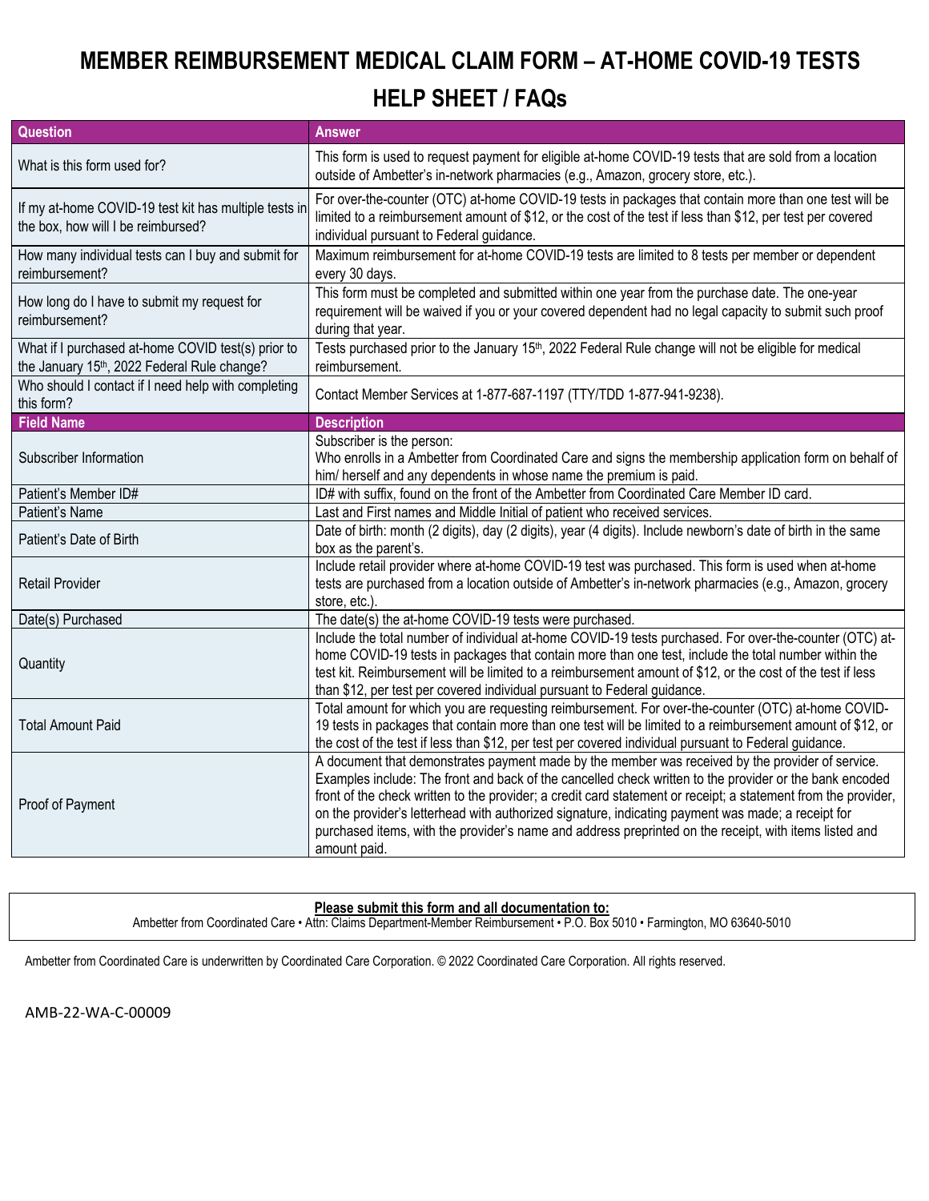# MEMBER REIMBURSEMENT MEDICAL CLAIM FORM – AT-HOME COVID-19 TESTS

## HELP SHEET / FAQs

| Question | Answer |
|---|---|
| What is this form used for? | This form is used to request payment for eligible at-home COVID-19 tests that are sold from a location outside of Ambetter's in-network pharmacies (e.g., Amazon, grocery store, etc.). |
| If my at-home COVID-19 test kit has multiple tests in the box, how will I be reimbursed? | For over-the-counter (OTC) at-home COVID-19 tests in packages that contain more than one test will be limited to a reimbursement amount of $12, or the cost of the test if less than $12, per test per covered individual pursuant to Federal guidance. |
| How many individual tests can I buy and submit for reimbursement? | Maximum reimbursement for at-home COVID-19 tests are limited to 8 tests per member or dependent every 30 days. |
| How long do I have to submit my request for reimbursement? | This form must be completed and submitted within one year from the purchase date. The one-year requirement will be waived if you or your covered dependent had no legal capacity to submit such proof during that year. |
| What if I purchased at-home COVID test(s) prior to the January 15th, 2022 Federal Rule change? | Tests purchased prior to the January 15th, 2022 Federal Rule change will not be eligible for medical reimbursement. |
| Who should I contact if I need help with completing this form? | Contact Member Services at 1-877-687-1197 (TTY/TDD 1-877-941-9238). |
| **Field Name** | **Description** |
| Subscriber Information | Subscriber is the person: Who enrolls in a Ambetter from Coordinated Care and signs the membership application form on behalf of him/ herself and any dependents in whose name the premium is paid. |
| Patient's Member ID# | ID# with suffix, found on the front of the Ambetter from Coordinated Care Member ID card. |
| Patient's Name | Last and First names and Middle Initial of patient who received services. |
| Patient's Date of Birth | Date of birth: month (2 digits), day (2 digits), year (4 digits). Include newborn's date of birth in the same box as the parent's. |
| Retail Provider | Include retail provider where at-home COVID-19 test was purchased. This form is used when at-home tests are purchased from a location outside of Ambetter's in-network pharmacies (e.g., Amazon, grocery store, etc.). |
| Date(s) Purchased | The date(s) the at-home COVID-19 tests were purchased. |
| Quantity | Include the total number of individual at-home COVID-19 tests purchased. For over-the-counter (OTC) at-home COVID-19 tests in packages that contain more than one test, include the total number within the test kit. Reimbursement will be limited to a reimbursement amount of $12, or the cost of the test if less than $12, per test per covered individual pursuant to Federal guidance. |
| Total Amount Paid | Total amount for which you are requesting reimbursement. For over-the-counter (OTC) at-home COVID-19 tests in packages that contain more than one test will be limited to a reimbursement amount of $12, or the cost of the test if less than $12, per test per covered individual pursuant to Federal guidance. |
| Proof of Payment | A document that demonstrates payment made by the member was received by the provider of service. Examples include: The front and back of the cancelled check written to the provider or the bank encoded front of the check written to the provider; a credit card statement or receipt; a statement from the provider, on the provider's letterhead with authorized signature, indicating payment was made; a receipt for purchased items, with the provider's name and address preprinted on the receipt, with items listed and amount paid. |

**Please submit this form and all documentation to:**
Ambetter from Coordinated Care • Attn: Claims Department-Member Reimbursement • P.O. Box 5010 • Farmington, MO 63640-5010

Ambetter from Coordinated Care is underwritten by Coordinated Care Corporation. © 2022 Coordinated Care Corporation. All rights reserved.

AMB-22-WA-C-00009